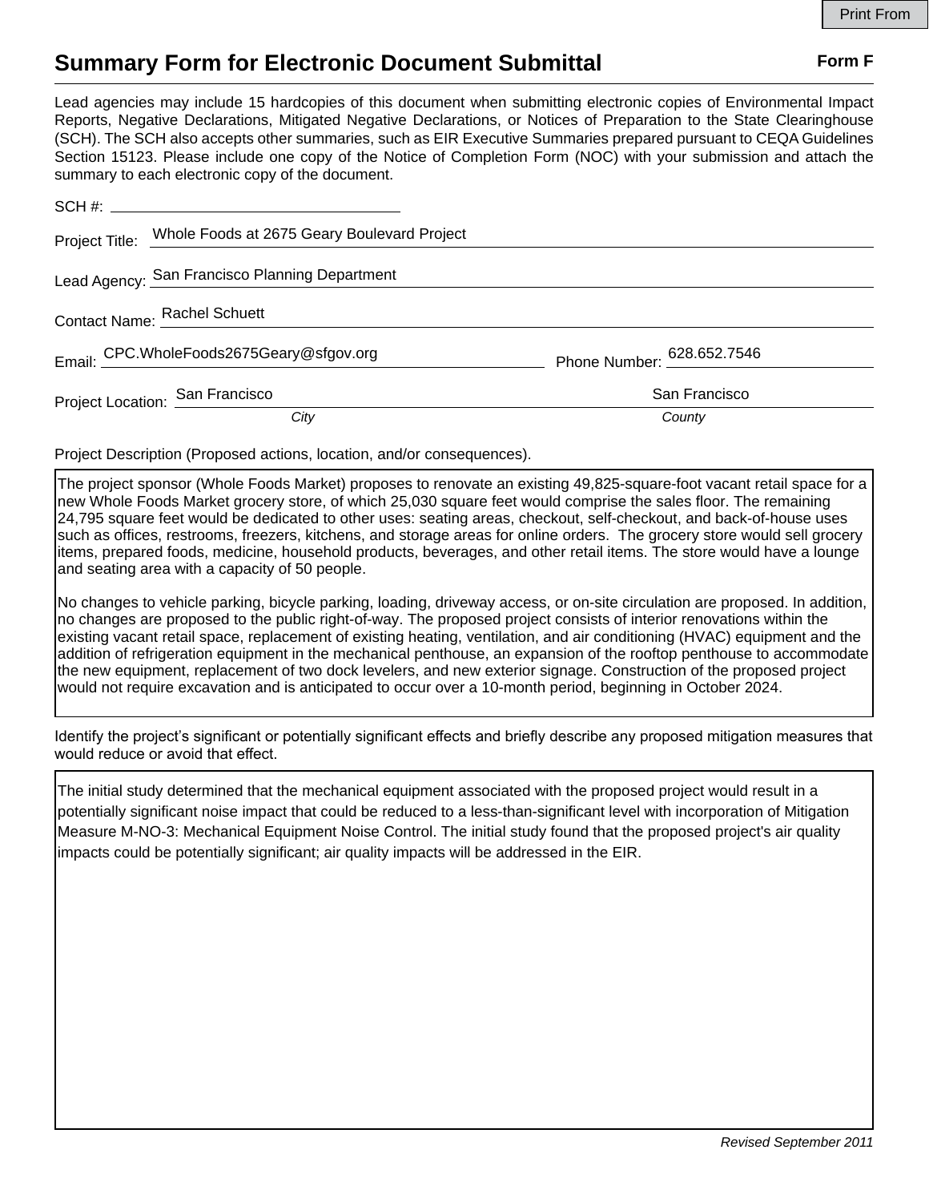Print From

# Summary Form for Electronic Document Submittal

**Form F**

Lead agencies may include 15 hardcopies of this document when submitting electronic copies of Environmental Impact Reports, Negative Declarations, Mitigated Negative Declarations, or Notices of Preparation to the State Clearinghouse (SCH). The SCH also accepts other summaries, such as EIR Executive Summaries prepared pursuant to CEQA Guidelines Section 15123. Please include one copy of the Notice of Completion Form (NOC) with your submission and attach the summary to each electronic copy of the document.

SCH #: 

Project Title: Whole Foods at 2675 Geary Boulevard Project

Lead Agency: San Francisco Planning Department

Contact Name: Rachel Schuett

Email: CPC.WholeFoods2675Geary@sfgov.org Phone Number: 628.652.7546

Project Location: San Francisco (*City*) San Francisco (*County*)

Project Description (Proposed actions, location, and/or consequences).

The project sponsor (Whole Foods Market) proposes to renovate an existing 49,825-square-foot vacant retail space for a new Whole Foods Market grocery store, of which 25,030 square feet would comprise the sales floor. The remaining 24,795 square feet would be dedicated to other uses: seating areas, checkout, self-checkout, and back-of-house uses such as offices, restrooms, freezers, kitchens, and storage areas for online orders. The grocery store would sell grocery items, prepared foods, medicine, household products, beverages, and other retail items. The store would have a lounge and seating area with a capacity of 50 people.

No changes to vehicle parking, bicycle parking, loading, driveway access, or on-site circulation are proposed. In addition, no changes are proposed to the public right-of-way. The proposed project consists of interior renovations within the existing vacant retail space, replacement of existing heating, ventilation, and air conditioning (HVAC) equipment and the addition of refrigeration equipment in the mechanical penthouse, an expansion of the rooftop penthouse to accommodate the new equipment, replacement of two dock levelers, and new exterior signage. Construction of the proposed project would not require excavation and is anticipated to occur over a 10-month period, beginning in October 2024.

Identify the project's significant or potentially significant effects and briefly describe any proposed mitigation measures that would reduce or avoid that effect.

The initial study determined that the mechanical equipment associated with the proposed project would result in a potentially significant noise impact that could be reduced to a less-than-significant level with incorporation of Mitigation Measure M-NO-3: Mechanical Equipment Noise Control. The initial study found that the proposed project's air quality impacts could be potentially significant; air quality impacts will be addressed in the EIR.

*Revised September 2011*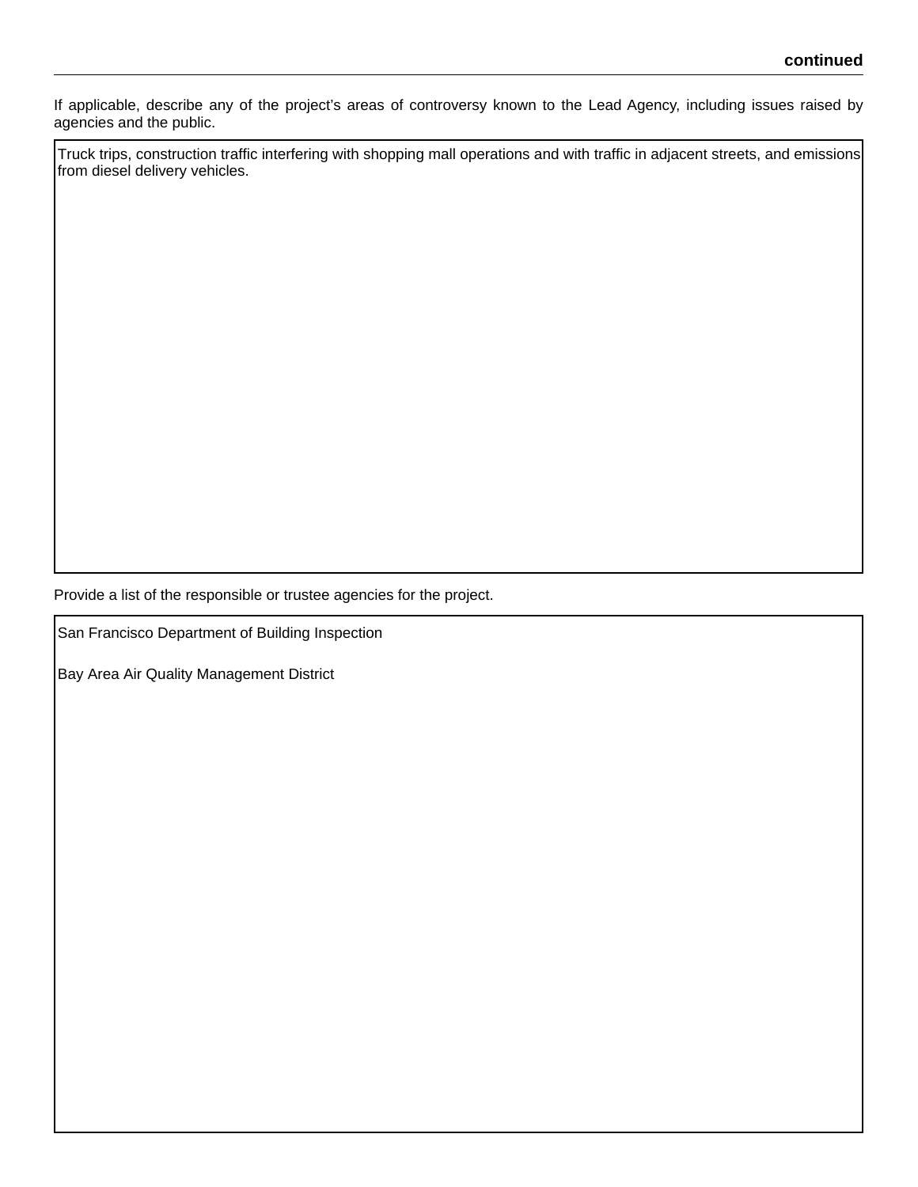**continued**

If applicable, describe any of the project's areas of controversy known to the Lead Agency, including issues raised by agencies and the public.

Truck trips, construction traffic interfering with shopping mall operations and with traffic in adjacent streets, and emissions from diesel delivery vehicles.

Provide a list of the responsible or trustee agencies for the project.

San Francisco Department of Building Inspection

Bay Area Air Quality Management District